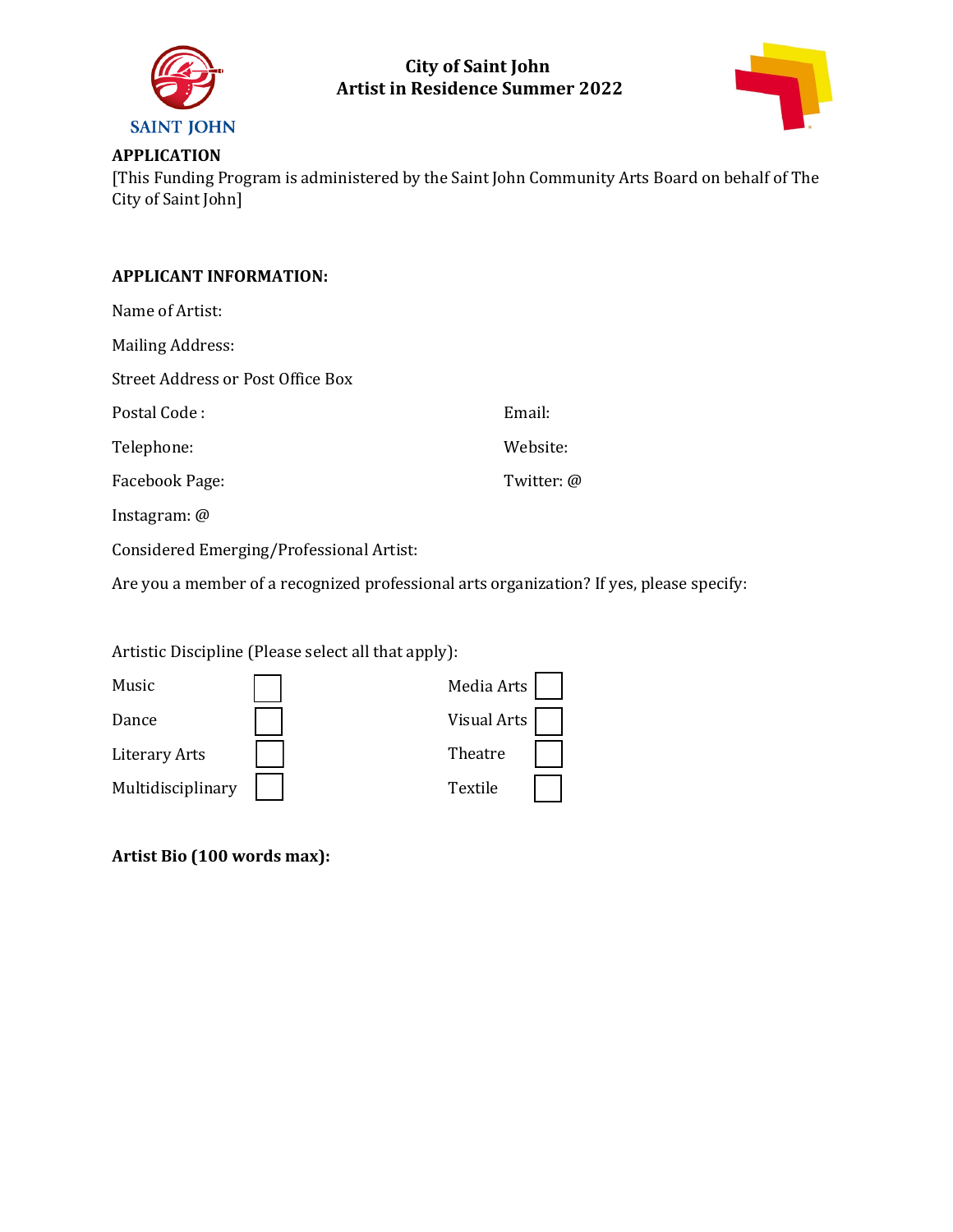# City of Saint John
# Artist in Residence Summer 2022

**APPLICATION**

[This Funding Program is administered by the Saint John Community Arts Board on behalf of The City of Saint John]

**APPLICANT INFORMATION:**

Name of Artist:

Mailing Address:

Street Address or Post Office Box

Postal Code :

Email:

Telephone:

Website:

Facebook Page:

Twitter: @

Instagram: @

Considered Emerging/Professional Artist:

Are you a member of a recognized professional arts organization? If yes, please specify:

Artistic Discipline (Please select all that apply):

| | | | |
|---|---|---|---|
| Music | ☐ | Media Arts | ☐ |
| Dance | ☐ | Visual Arts | ☐ |
| Literary Arts | ☐ | Theatre | ☐ |
| Multidisciplinary | ☐ | Textile | ☐ |

**Artist Bio (100 words max):**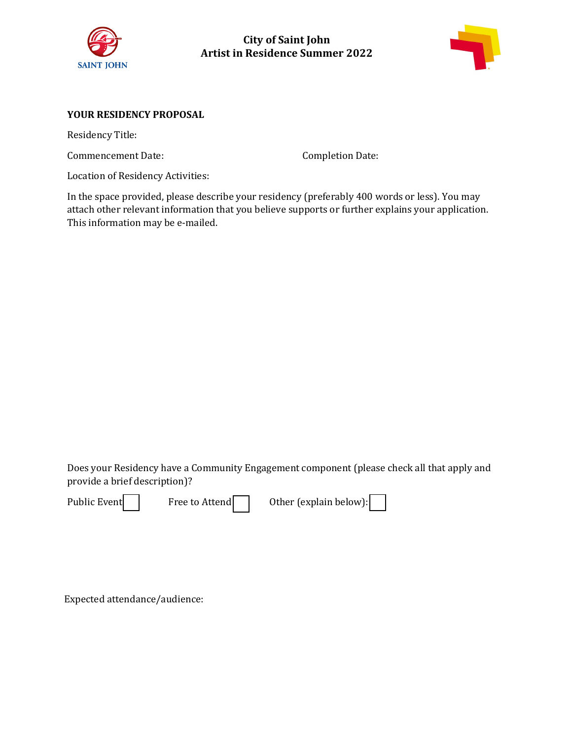City of Saint John
Artist in Residence Summer 2022

**YOUR RESIDENCY PROPOSAL**

Residency Title:

Commencement Date: Completion Date:

Location of Residency Activities:

In the space provided, please describe your residency (preferably 400 words or less). You may attach other relevant information that you believe supports or further explains your application. This information may be e-mailed.

Does your Residency have a Community Engagement component (please check all that apply and provide a brief description)?

Public Event ☐ Free to Attend ☐ Other (explain below): ☐

Expected attendance/audience: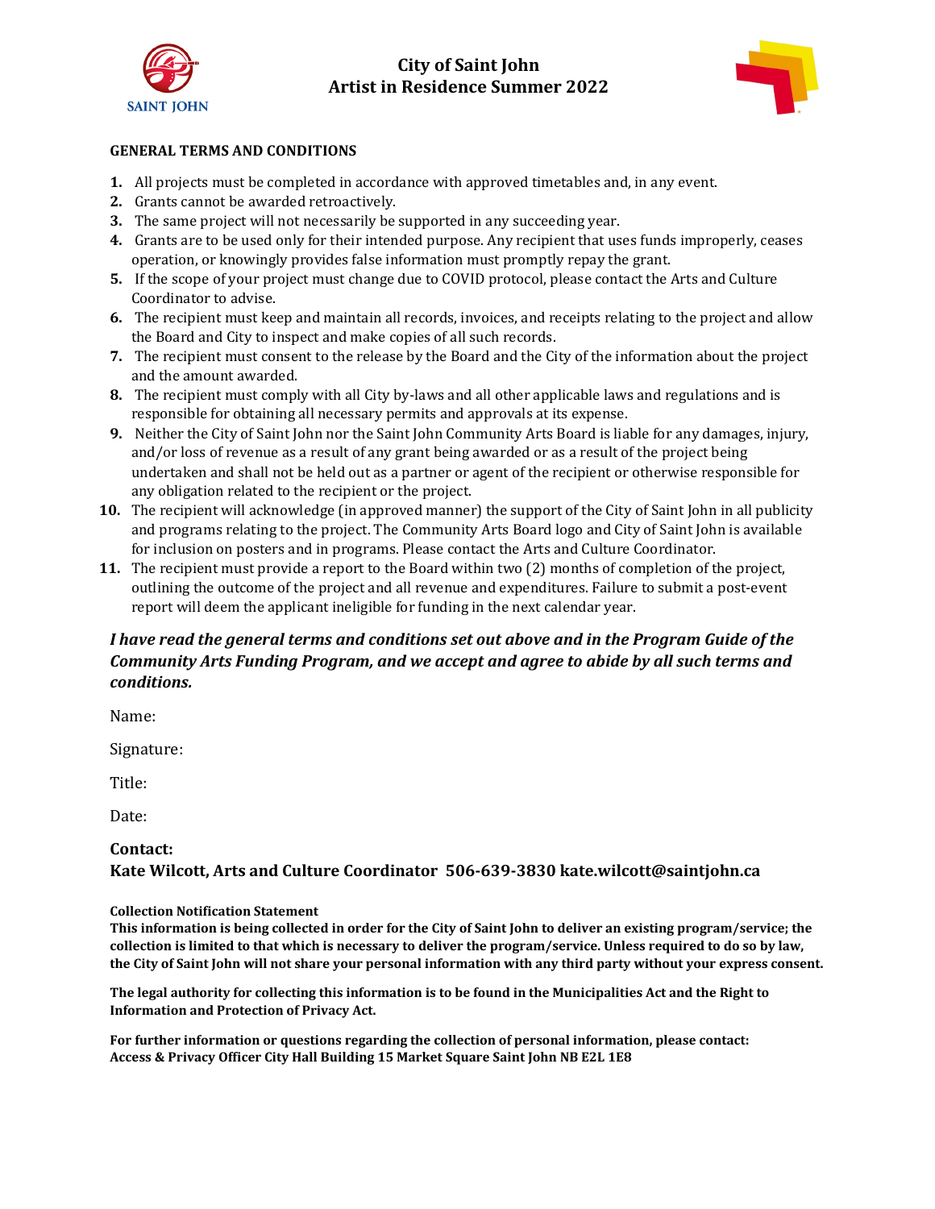# City of Saint John
# Artist in Residence Summer 2022

**GENERAL TERMS AND CONDITIONS**

1. All projects must be completed in accordance with approved timetables and, in any event.
2. Grants cannot be awarded retroactively.
3. The same project will not necessarily be supported in any succeeding year.
4. Grants are to be used only for their intended purpose. Any recipient that uses funds improperly, ceases operation, or knowingly provides false information must promptly repay the grant.
5. If the scope of your project must change due to COVID protocol, please contact the Arts and Culture Coordinator to advise.
6. The recipient must keep and maintain all records, invoices, and receipts relating to the project and allow the Board and City to inspect and make copies of all such records.
7. The recipient must consent to the release by the Board and the City of the information about the project and the amount awarded.
8. The recipient must comply with all City by-laws and all other applicable laws and regulations and is responsible for obtaining all necessary permits and approvals at its expense.
9. Neither the City of Saint John nor the Saint John Community Arts Board is liable for any damages, injury, and/or loss of revenue as a result of any grant being awarded or as a result of the project being undertaken and shall not be held out as a partner or agent of the recipient or otherwise responsible for any obligation related to the recipient or the project.
10. The recipient will acknowledge (in approved manner) the support of the City of Saint John in all publicity and programs relating to the project. The Community Arts Board logo and City of Saint John is available for inclusion on posters and in programs. Please contact the Arts and Culture Coordinator.
11. The recipient must provide a report to the Board within two (2) months of completion of the project, outlining the outcome of the project and all revenue and expenditures. Failure to submit a post-event report will deem the applicant ineligible for funding in the next calendar year.

***I have read the general terms and conditions set out above and in the Program Guide of the Community Arts Funding Program, and we accept and agree to abide by all such terms and conditions.***

Name:

Signature:

Title:

Date:

**Contact:**
**Kate Wilcott, Arts and Culture Coordinator 506-639-3830 kate.wilcott@saintjohn.ca**

**Collection Notification Statement**
**This information is being collected in order for the City of Saint John to deliver an existing program/service; the collection is limited to that which is necessary to deliver the program/service. Unless required to do so by law, the City of Saint John will not share your personal information with any third party without your express consent.**

**The legal authority for collecting this information is to be found in the Municipalities Act and the Right to Information and Protection of Privacy Act.**

**For further information or questions regarding the collection of personal information, please contact:**
**Access & Privacy Officer City Hall Building 15 Market Square Saint John NB E2L 1E8**